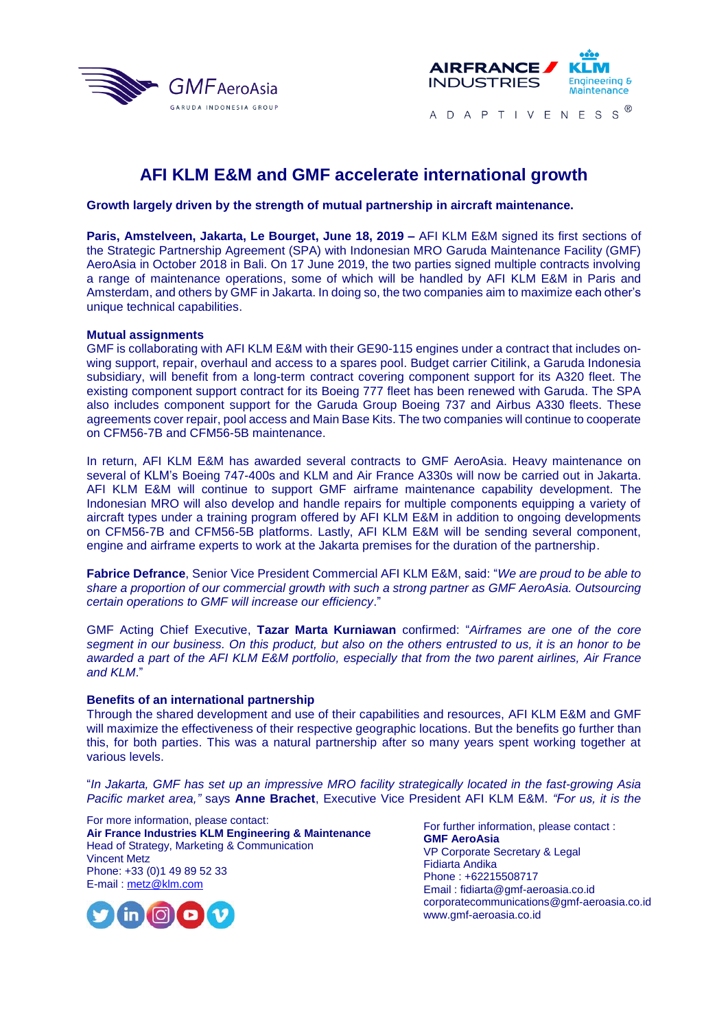# AFI KLM E&M and GMF accelerate international growth

**Growth largely driven by the strength of mutual partnership in aircraft maintenance.**

**Paris, Amstelveen, Jakarta, Le Bourget, June 18, 2019 –** AFI KLM E&M signed its first sections of the Strategic Partnership Agreement (SPA) with Indonesian MRO Garuda Maintenance Facility (GMF) AeroAsia in October 2018 in Bali. On 17 June 2019, the two parties signed multiple contracts involving a range of maintenance operations, some of which will be handled by AFI KLM E&M in Paris and Amsterdam, and others by GMF in Jakarta. In doing so, the two companies aim to maximize each other's unique technical capabilities.

**Mutual assignments**

GMF is collaborating with AFI KLM E&M with their GE90-115 engines under a contract that includes on-wing support, repair, overhaul and access to a spares pool. Budget carrier Citilink, a Garuda Indonesia subsidiary, will benefit from a long-term contract covering component support for its A320 fleet. The existing component support contract for its Boeing 777 fleet has been renewed with Garuda. The SPA also includes component support for the Garuda Group Boeing 737 and Airbus A330 fleets. These agreements cover repair, pool access and Main Base Kits. The two companies will continue to cooperate on CFM56-7B and CFM56-5B maintenance.

In return, AFI KLM E&M has awarded several contracts to GMF AeroAsia. Heavy maintenance on several of KLM's Boeing 747-400s and KLM and Air France A330s will now be carried out in Jakarta. AFI KLM E&M will continue to support GMF airframe maintenance capability development. The Indonesian MRO will also develop and handle repairs for multiple components equipping a variety of aircraft types under a training program offered by AFI KLM E&M in addition to ongoing developments on CFM56-7B and CFM56-5B platforms. Lastly, AFI KLM E&M will be sending several component, engine and airframe experts to work at the Jakarta premises for the duration of the partnership.

**Fabrice Defrance**, Senior Vice President Commercial AFI KLM E&M, said: "*We are proud to be able to share a proportion of our commercial growth with such a strong partner as GMF AeroAsia. Outsourcing certain operations to GMF will increase our efficiency*."

GMF Acting Chief Executive, **Tazar Marta Kurniawan** confirmed: "*Airframes are one of the core segment in our business. On this product, but also on the others entrusted to us, it is an honor to be awarded a part of the AFI KLM E&M portfolio, especially that from the two parent airlines, Air France and KLM*."

**Benefits of an international partnership**

Through the shared development and use of their capabilities and resources, AFI KLM E&M and GMF will maximize the effectiveness of their respective geographic locations. But the benefits go further than this, for both parties. This was a natural partnership after so many years spent working together at various levels.

"*In Jakarta, GMF has set up an impressive MRO facility strategically located in the fast-growing Asia Pacific market area,"* says **Anne Brachet**, Executive Vice President AFI KLM E&M. *"For us, it is the*

For more information, please contact:
**Air France Industries KLM Engineering & Maintenance**
Head of Strategy, Marketing & Communication
Vincent Metz
Phone: +33 (0)1 49 89 52 33
E-mail : metz@klm.com

For further information, please contact :
**GMF AeroAsia**
VP Corporate Secretary & Legal
Fidiarta Andika
Phone : +62215508717
Email : fidiarta@gmf-aeroasia.co.id
corporatecommunications@gmf-aeroasia.co.id
www.gmf-aeroasia.co.id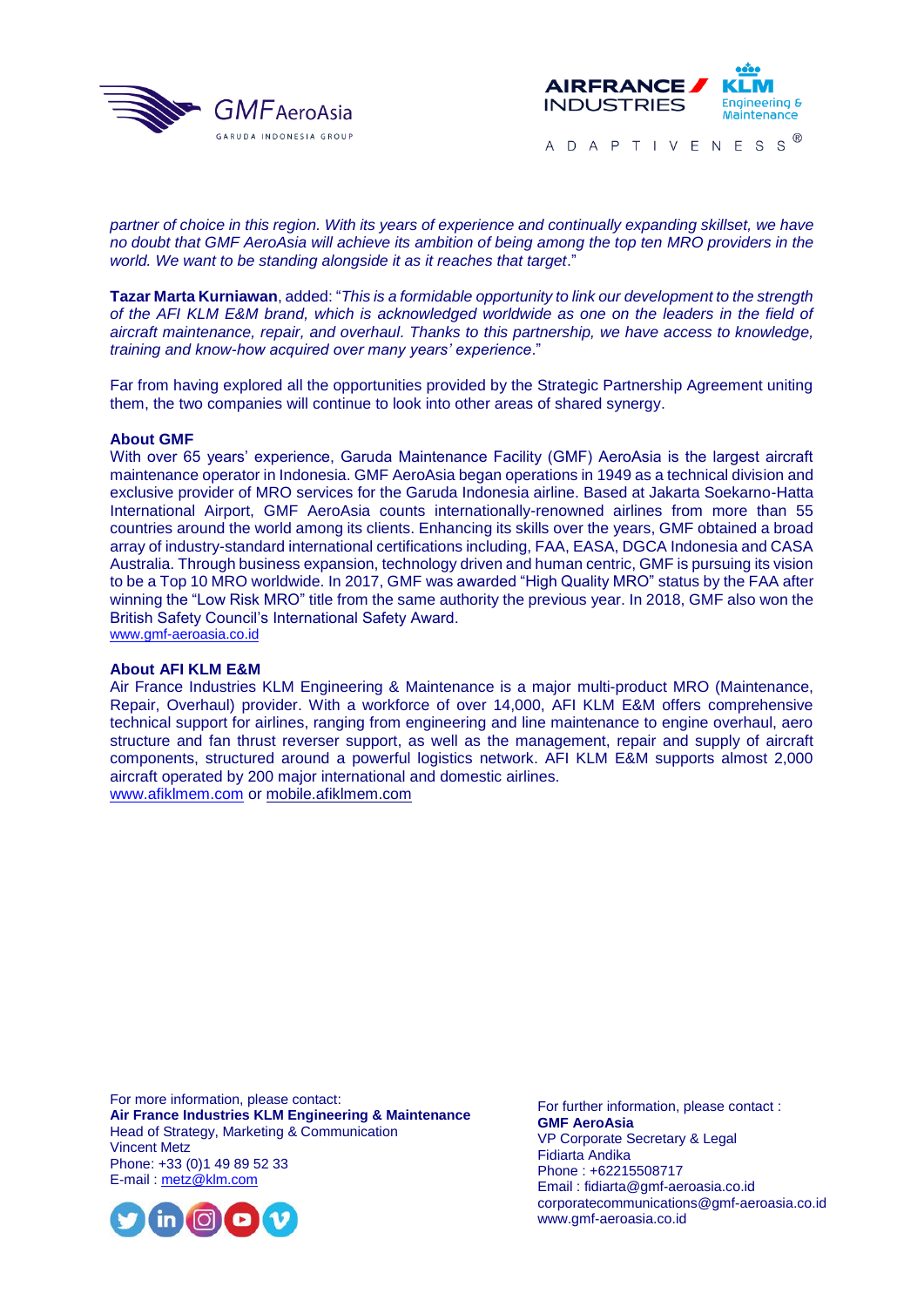*partner of choice in this region. With its years of experience and continually expanding skillset, we have no doubt that GMF AeroAsia will achieve its ambition of being among the top ten MRO providers in the world. We want to be standing alongside it as it reaches that target*."

**Tazar Marta Kurniawan**, added: "*This is a formidable opportunity to link our development to the strength of the AFI KLM E&M brand, which is acknowledged worldwide as one on the leaders in the field of aircraft maintenance, repair, and overhaul. Thanks to this partnership, we have access to knowledge, training and know-how acquired over many years' experience*."

Far from having explored all the opportunities provided by the Strategic Partnership Agreement uniting them, the two companies will continue to look into other areas of shared synergy.

**About GMF**

With over 65 years' experience, Garuda Maintenance Facility (GMF) AeroAsia is the largest aircraft maintenance operator in Indonesia. GMF AeroAsia began operations in 1949 as a technical division and exclusive provider of MRO services for the Garuda Indonesia airline. Based at Jakarta Soekarno-Hatta International Airport, GMF AeroAsia counts internationally-renowned airlines from more than 55 countries around the world among its clients. Enhancing its skills over the years, GMF obtained a broad array of industry-standard international certifications including, FAA, EASA, DGCA Indonesia and CASA Australia. Through business expansion, technology driven and human centric, GMF is pursuing its vision to be a Top 10 MRO worldwide. In 2017, GMF was awarded "High Quality MRO" status by the FAA after winning the "Low Risk MRO" title from the same authority the previous year. In 2018, GMF also won the British Safety Council's International Safety Award.
www.gmf-aeroasia.co.id

**About AFI KLM E&M**

Air France Industries KLM Engineering & Maintenance is a major multi-product MRO (Maintenance, Repair, Overhaul) provider. With a workforce of over 14,000, AFI KLM E&M offers comprehensive technical support for airlines, ranging from engineering and line maintenance to engine overhaul, aero structure and fan thrust reverser support, as well as the management, repair and supply of aircraft components, structured around a powerful logistics network. AFI KLM E&M supports almost 2,000 aircraft operated by 200 major international and domestic airlines.
www.afiklmem.com or mobile.afiklmem.com

For more information, please contact:
**Air France Industries KLM Engineering & Maintenance**
Head of Strategy, Marketing & Communication
Vincent Metz
Phone: +33 (0)1 49 89 52 33
E-mail : metz@klm.com

For further information, please contact :
**GMF AeroAsia**
VP Corporate Secretary & Legal
Fidiarta Andika
Phone : +62215508717
Email : fidiarta@gmf-aeroasia.co.id
corporatecommunications@gmf-aeroasia.co.id
www.gmf-aeroasia.co.id